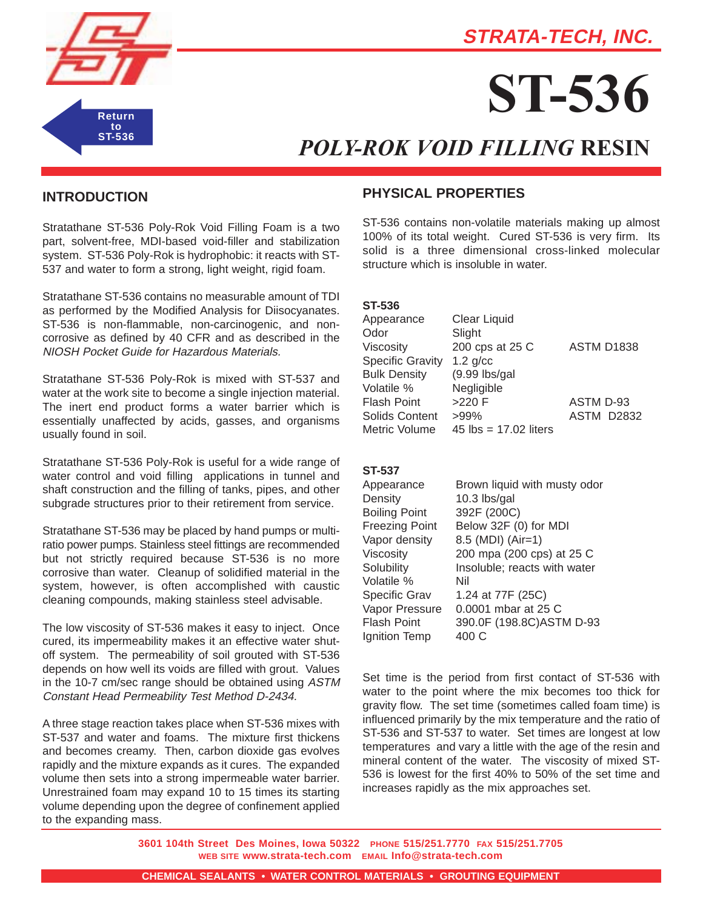STRATA-TECH, INC.

# ST-536

## *POLY-ROK VOID FILLING* RESIN

Return to ST-536

## INTRODUCTION

Stratathane ST-536 Poly-Rok Void Filling Foam is a two part, solvent-free, MDI-based void-filler and stabilization system. ST-536 Poly-Rok is hydrophobic: it reacts with ST-537 and water to form a strong, light weight, rigid foam.

Stratathane ST-536 contains no measurable amount of TDI as performed by the Modified Analysis for Diisocyanates. ST-536 is non-flammable, non-carcinogenic, and non-corrosive as defined by 40 CFR and as described in the *NIOSH Pocket Guide for Hazardous Materials.*

Stratathane ST-536 Poly-Rok is mixed with ST-537 and water at the work site to become a single injection material. The inert end product forms a water barrier which is essentially unaffected by acids, gasses, and organisms usually found in soil.

Stratathane ST-536 Poly-Rok is useful for a wide range of water control and void filling applications in tunnel and shaft construction and the filling of tanks, pipes, and other subgrade structures prior to their retirement from service.

Stratathane ST-536 may be placed by hand pumps or multi-ratio power pumps. Stainless steel fittings are recommended but not strictly required because ST-536 is no more corrosive than water. Cleanup of solidified material in the system, however, is often accomplished with caustic cleaning compounds, making stainless steel advisable.

The low viscosity of ST-536 makes it easy to inject. Once cured, its impermeability makes it an effective water shut-off system. The permeability of soil grouted with ST-536 depends on how well its voids are filled with grout. Values in the 10-7 cm/sec range should be obtained using *ASTM Constant Head Permeability Test Method D-2434.*

A three stage reaction takes place when ST-536 mixes with ST-537 and water and foams. The mixture first thickens and becomes creamy. Then, carbon dioxide gas evolves rapidly and the mixture expands as it cures. The expanded volume then sets into a strong impermeable water barrier. Unrestrained foam may expand 10 to 15 times its starting volume depending upon the degree of confinement applied to the expanding mass.

## PHYSICAL PROPERTIES

ST-536 contains non-volatile materials making up almost 100% of its total weight. Cured ST-536 is very firm. Its solid is a three dimensional cross-linked molecular structure which is insoluble in water.

**ST-536**

| | | |
|---|---|---|
| Appearance | Clear Liquid | |
| Odor | Slight | |
| Viscosity | 200 cps at 25 C | ASTM D1838 |
| Specific Gravity | 1.2 g/cc | |
| Bulk Density | (9.99 lbs/gal | |
| Volatile % | Negligible | |
| Flash Point | >220 F | ASTM D-93 |
| Solids Content | >99% | ASTM D2832 |
| Metric Volume | 45 lbs = 17.02 liters | |

**ST-537**

| | |
|---|---|
| Appearance | Brown liquid with musty odor |
| Density | 10.3 lbs/gal |
| Boiling Point | 392F (200C) |
| Freezing Point | Below 32F (0) for MDI |
| Vapor density | 8.5 (MDI) (Air=1) |
| Viscosity | 200 mpa (200 cps) at 25 C |
| Solubility | Insoluble; reacts with water |
| Volatile % | Nil |
| Specific Grav | 1.24 at 77F (25C) |
| Vapor Pressure | 0.0001 mbar at 25 C |
| Flash Point | 390.0F (198.8C)ASTM D-93 |
| Ignition Temp | 400 C |

Set time is the period from first contact of ST-536 with water to the point where the mix becomes too thick for gravity flow. The set time (sometimes called foam time) is influenced primarily by the mix temperature and the ratio of ST-536 and ST-537 to water. Set times are longest at low temperatures and vary a little with the age of the resin and mineral content of the water. The viscosity of mixed ST-536 is lowest for the first 40% to 50% of the set time and increases rapidly as the mix approaches set.

3601 104th Street Des Moines, Iowa 50322 PHONE 515/251.7770 FAX 515/251.7705
WEB SITE www.strata-tech.com EMAIL Info@strata-tech.com

CHEMICAL SEALANTS • WATER CONTROL MATERIALS • GROUTING EQUIPMENT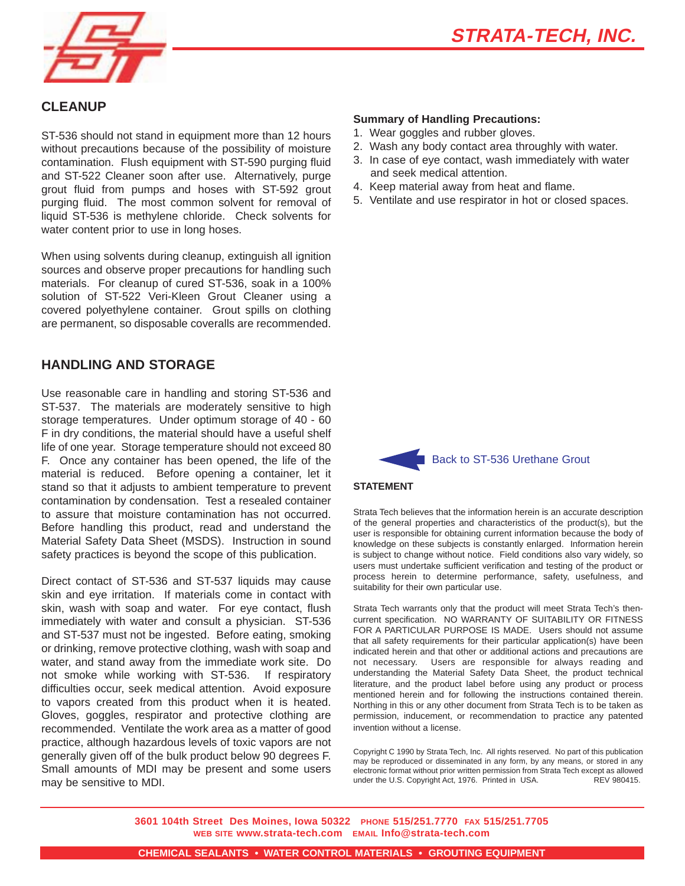## CLEANUP

ST-536 should not stand in equipment more than 12 hours without precautions because of the possibility of moisture contamination. Flush equipment with ST-590 purging fluid and ST-522 Cleaner soon after use. Alternatively, purge grout fluid from pumps and hoses with ST-592 grout purging fluid. The most common solvent for removal of liquid ST-536 is methylene chloride. Check solvents for water content prior to use in long hoses.

When using solvents during cleanup, extinguish all ignition sources and observe proper precautions for handling such materials. For cleanup of cured ST-536, soak in a 100% solution of ST-522 Veri-Kleen Grout Cleaner using a covered polyethylene container. Grout spills on clothing are permanent, so disposable coveralls are recommended.

## HANDLING AND STORAGE

Use reasonable care in handling and storing ST-536 and ST-537. The materials are moderately sensitive to high storage temperatures. Under optimum storage of 40 - 60 F in dry conditions, the material should have a useful shelf life of one year. Storage temperature should not exceed 80 F. Once any container has been opened, the life of the material is reduced. Before opening a container, let it stand so that it adjusts to ambient temperature to prevent contamination by condensation. Test a resealed container to assure that moisture contamination has not occurred. Before handling this product, read and understand the Material Safety Data Sheet (MSDS). Instruction in sound safety practices is beyond the scope of this publication.

Direct contact of ST-536 and ST-537 liquids may cause skin and eye irritation. If materials come in contact with skin, wash with soap and water. For eye contact, flush immediately with water and consult a physician. ST-536 and ST-537 must not be ingested. Before eating, smoking or drinking, remove protective clothing, wash with soap and water, and stand away from the immediate work site. Do not smoke while working with ST-536. If respiratory difficulties occur, seek medical attention. Avoid exposure to vapors created from this product when it is heated. Gloves, goggles, respirator and protective clothing are recommended. Ventilate the work area as a matter of good practice, although hazardous levels of toxic vapors are not generally given off of the bulk product below 90 degrees F. Small amounts of MDI may be present and some users may be sensitive to MDI.

**Summary of Handling Precautions:**

1. Wear goggles and rubber gloves.
2. Wash any body contact area throughly with water.
3. In case of eye contact, wash immediately with water and seek medical attention.
4. Keep material away from heat and flame.
5. Ventilate and use respirator in hot or closed spaces.

Back to ST-536 Urethane Grout

**STATEMENT**

Strata Tech believes that the information herein is an accurate description of the general properties and characteristics of the product(s), but the user is responsible for obtaining current information because the body of knowledge on these subjects is constantly enlarged. Information herein is subject to change without notice. Field conditions also vary widely, so users must undertake sufficient verification and testing of the product or process herein to determine performance, safety, usefulness, and suitability for their own particular use.

Strata Tech warrants only that the product will meet Strata Tech's then-current specification. NO WARRANTY OF SUITABILITY OR FITNESS FOR A PARTICULAR PURPOSE IS MADE. Users should not assume that all safety requirements for their particular application(s) have been indicated herein and that other or additional actions and precautions are not necessary. Users are responsible for always reading and understanding the Material Safety Data Sheet, the product technical literature, and the product label before using any product or process mentioned herein and for following the instructions contained therein. Northing in this or any other document from Strata Tech is to be taken as permission, inducement, or recommendation to practice any patented invention without a license.

Copyright C 1990 by Strata Tech, Inc. All rights reserved. No part of this publication may be reproduced or disseminated in any form, by any means, or stored in any electronic format without prior written permission from Strata Tech except as allowed under the U.S. Copyright Act, 1976. Printed in USA. REV 980415.

**3601 104th Street Des Moines, Iowa 50322 PHONE 515/251.7770 FAX 515/251.7705**
**WEB SITE www.strata-tech.com EMAIL Info@strata-tech.com**

**CHEMICAL SEALANTS • WATER CONTROL MATERIALS • GROUTING EQUIPMENT**